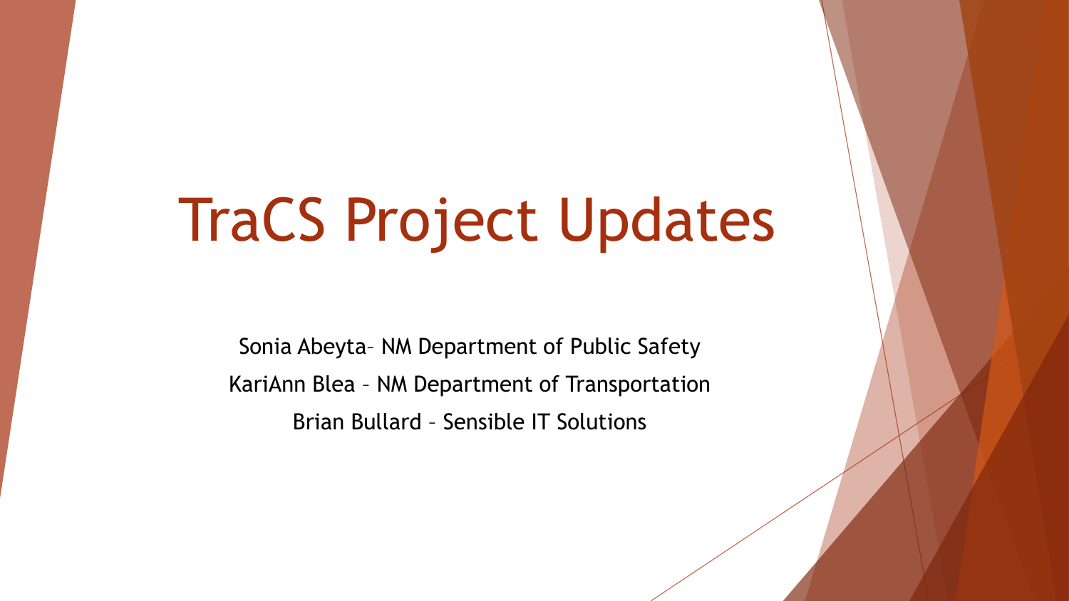# TraCS Project Updates

Sonia Abeyta– NM Department of Public Safety

KariAnn Blea – NM Department of Transportation

Brian Bullard – Sensible IT Solutions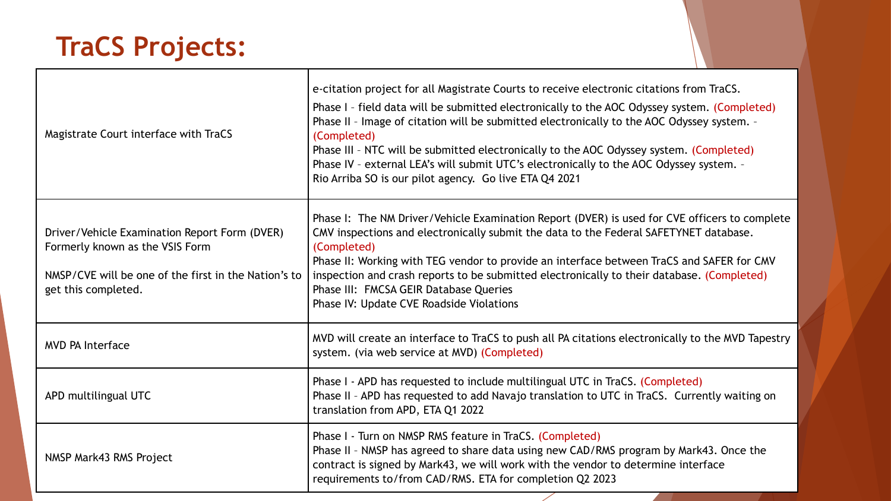# TraCS Projects:

| | |
|---|---|
| Magistrate Court interface with TraCS | e-citation project for all Magistrate Courts to receive electronic citations from TraCS.<br>Phase I – field data will be submitted electronically to the AOC Odyssey system. (Completed)<br>Phase II – Image of citation will be submitted electronically to the AOC Odyssey system. – (Completed)<br>Phase III – NTC will be submitted electronically to the AOC Odyssey system. (Completed)<br>Phase IV – external LEA's will submit UTC's electronically to the AOC Odyssey system. – Rio Arriba SO is our pilot agency. Go live ETA Q4 2021 |
| Driver/Vehicle Examination Report Form (DVER) Formerly known as the VSIS Form<br><br>NMSP/CVE will be one of the first in the Nation's to get this completed. | Phase I: The NM Driver/Vehicle Examination Report (DVER) is used for CVE officers to complete CMV inspections and electronically submit the data to the Federal SAFETYNET database. (Completed)<br>Phase II: Working with TEG vendor to provide an interface between TraCS and SAFER for CMV inspection and crash reports to be submitted electronically to their database. (Completed)<br>Phase III: FMCSA GEIR Database Queries<br>Phase IV: Update CVE Roadside Violations |
| MVD PA Interface | MVD will create an interface to TraCS to push all PA citations electronically to the MVD Tapestry system. (via web service at MVD) (Completed) |
| APD multilingual UTC | Phase I - APD has requested to include multilingual UTC in TraCS. (Completed)<br>Phase II – APD has requested to add Navajo translation to UTC in TraCS. Currently waiting on translation from APD, ETA Q1 2022 |
| NMSP Mark43 RMS Project | Phase I - Turn on NMSP RMS feature in TraCS. (Completed)<br>Phase II – NMSP has agreed to share data using new CAD/RMS program by Mark43. Once the contract is signed by Mark43, we will work with the vendor to determine interface requirements to/from CAD/RMS. ETA for completion Q2 2023 |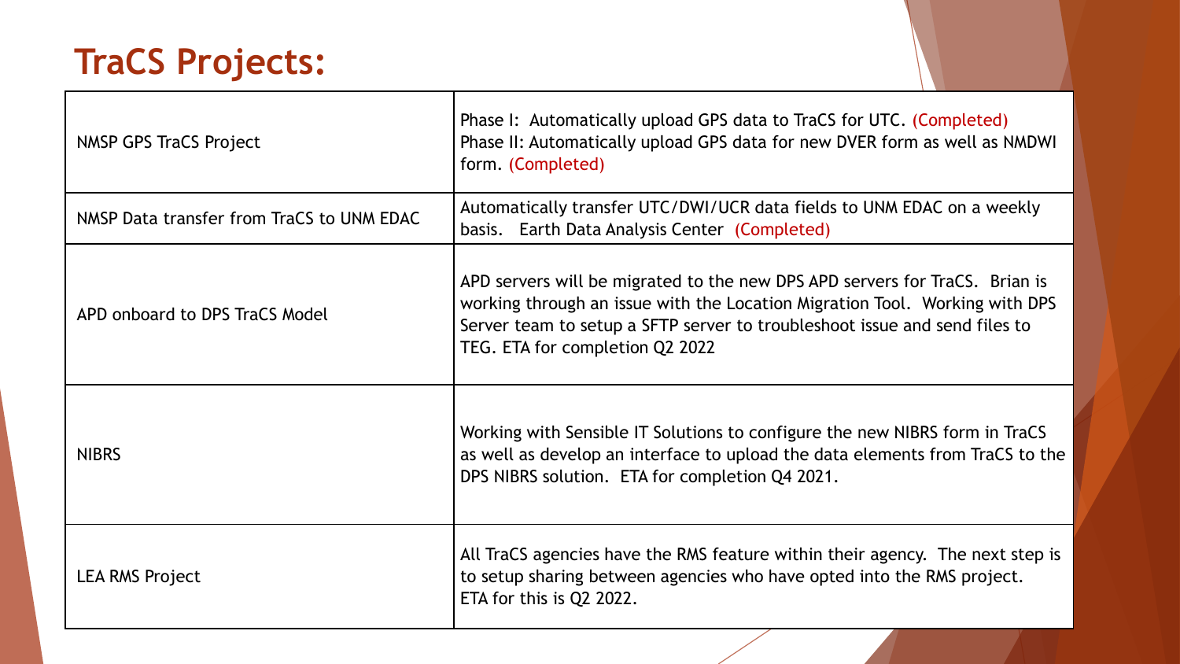# TraCS Projects:

| | |
|---|---|
| NMSP GPS TraCS Project | Phase I: Automatically upload GPS data to TraCS for UTC. (Completed)<br>Phase II: Automatically upload GPS data for new DVER form as well as NMDWI form. (Completed) |
| NMSP Data transfer from TraCS to UNM EDAC | Automatically transfer UTC/DWI/UCR data fields to UNM EDAC on a weekly basis. Earth Data Analysis Center (Completed) |
| APD onboard to DPS TraCS Model | APD servers will be migrated to the new DPS APD servers for TraCS. Brian is working through an issue with the Location Migration Tool. Working with DPS Server team to setup a SFTP server to troubleshoot issue and send files to TEG. ETA for completion Q2 2022 |
| NIBRS | Working with Sensible IT Solutions to configure the new NIBRS form in TraCS as well as develop an interface to upload the data elements from TraCS to the DPS NIBRS solution. ETA for completion Q4 2021. |
| LEA RMS Project | All TraCS agencies have the RMS feature within their agency. The next step is to setup sharing between agencies who have opted into the RMS project. ETA for this is Q2 2022. |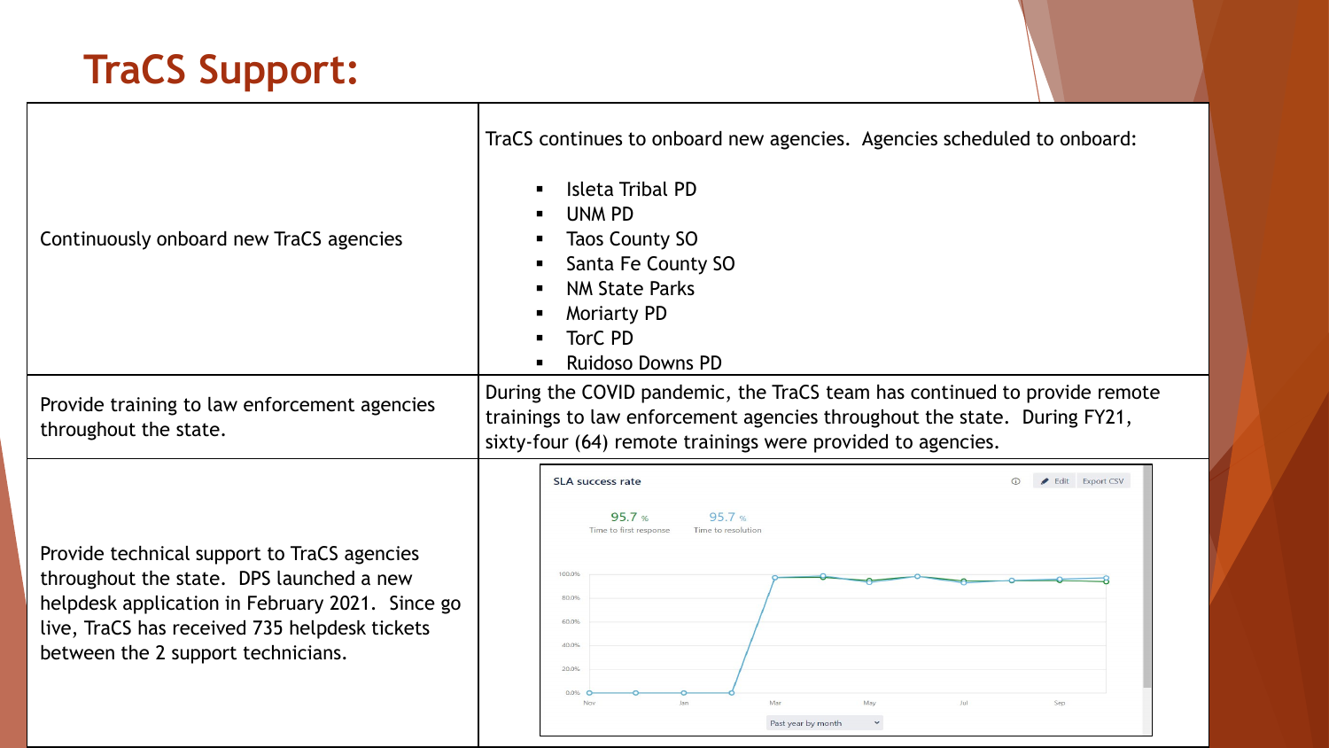# TraCS Support:

| | |
|---|---|
| Continuously onboard new TraCS agencies | TraCS continues to onboard new agencies. Agencies scheduled to onboard:<br>▪ Isleta Tribal PD<br>▪ UNM PD<br>▪ Taos County SO<br>▪ Santa Fe County SO<br>▪ NM State Parks<br>▪ Moriarty PD<br>▪ TorC PD<br>▪ Ruidoso Downs PD |
| Provide training to law enforcement agencies throughout the state. | During the COVID pandemic, the TraCS team has continued to provide remote trainings to law enforcement agencies throughout the state. During FY21, sixty-four (64) remote trainings were provided to agencies. |
| Provide technical support to TraCS agencies throughout the state. DPS launched a new helpdesk application in February 2021. Since go live, TraCS has received 735 helpdesk tickets between the 2 support technicians. | SLA success rate<br>Edit Export CSV<br>95.7 % Time to first response<br>95.7 % Time to resolution<br>100.0% 80.0% 60.0% 40.0% 20.0% 0.0%<br>Nov Jan Mar May Jul Sep<br>Past year by month |